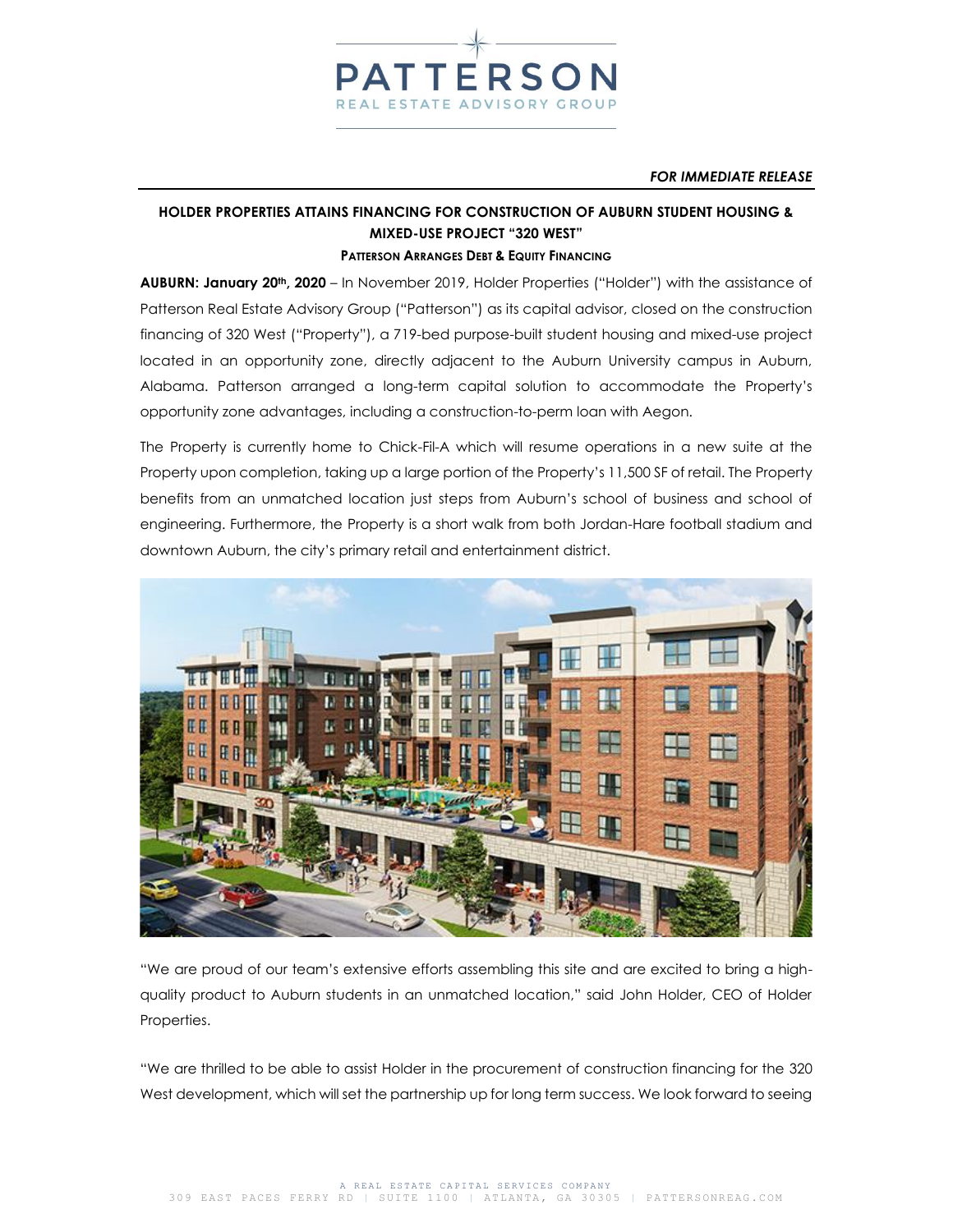PATTERSON

REAL ESTATE ADVISORY GROUP

*FOR IMMEDIATE RELEASE*

## HOLDER PROPERTIES ATTAINS FINANCING FOR CONSTRUCTION OF AUBURN STUDENT HOUSING & MIXED-USE PROJECT "320 WEST"

### PATTERSON ARRANGES DEBT & EQUITY FINANCING

**AUBURN: January 20th, 2020** – In November 2019, Holder Properties ("Holder") with the assistance of Patterson Real Estate Advisory Group ("Patterson") as its capital advisor, closed on the construction financing of 320 West ("Property"), a 719-bed purpose-built student housing and mixed-use project located in an opportunity zone, directly adjacent to the Auburn University campus in Auburn, Alabama. Patterson arranged a long-term capital solution to accommodate the Property's opportunity zone advantages, including a construction-to-perm loan with Aegon.

The Property is currently home to Chick-Fil-A which will resume operations in a new suite at the Property upon completion, taking up a large portion of the Property's 11,500 SF of retail. The Property benefits from an unmatched location just steps from Auburn's school of business and school of engineering. Furthermore, the Property is a short walk from both Jordan-Hare football stadium and downtown Auburn, the city's primary retail and entertainment district.

"We are proud of our team's extensive efforts assembling this site and are excited to bring a high-quality product to Auburn students in an unmatched location," said John Holder, CEO of Holder Properties.

"We are thrilled to be able to assist Holder in the procurement of construction financing for the 320 West development, which will set the partnership up for long term success. We look forward to seeing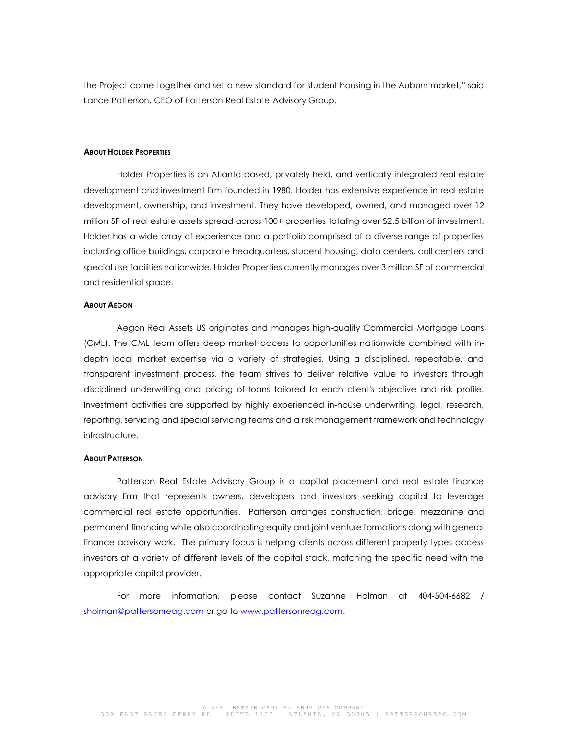the Project come together and set a new standard for student housing in the Auburn market," said Lance Patterson, CEO of Patterson Real Estate Advisory Group.

### About Holder Properties

Holder Properties is an Atlanta-based, privately-held, and vertically-integrated real estate development and investment firm founded in 1980. Holder has extensive experience in real estate development, ownership, and investment. They have developed, owned, and managed over 12 million SF of real estate assets spread across 100+ properties totaling over $2.5 billion of investment. Holder has a wide array of experience and a portfolio comprised of a diverse range of properties including office buildings, corporate headquarters, student housing, data centers, call centers and special use facilities nationwide. Holder Properties currently manages over 3 million SF of commercial and residential space.

### About Aegon

Aegon Real Assets US originates and manages high-quality Commercial Mortgage Loans (CML). The CML team offers deep market access to opportunities nationwide combined with in-depth local market expertise via a variety of strategies. Using a disciplined, repeatable, and transparent investment process, the team strives to deliver relative value to investors through disciplined underwriting and pricing of loans tailored to each client's objective and risk profile. Investment activities are supported by highly experienced in-house underwriting, legal, research, reporting, servicing and special servicing teams and a risk management framework and technology infrastructure.

### About Patterson

Patterson Real Estate Advisory Group is a capital placement and real estate finance advisory firm that represents owners, developers and investors seeking capital to leverage commercial real estate opportunities. Patterson arranges construction, bridge, mezzanine and permanent financing while also coordinating equity and joint venture formations along with general finance advisory work. The primary focus is helping clients across different property types access investors at a variety of different levels of the capital stack, matching the specific need with the appropriate capital provider.

For more information, please contact Suzanne Holman at 404-504-6682 / sholman@pattersonreag.com or go to www.pattersonreag.com.